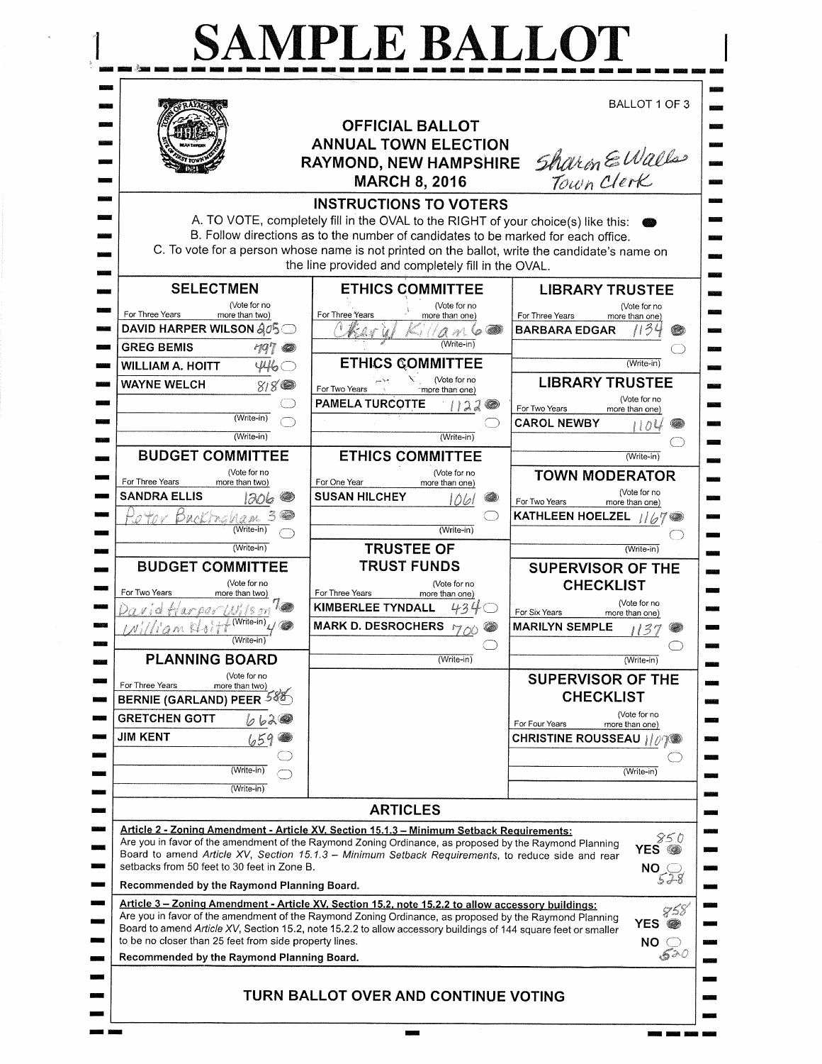# SAMPLE BALLOT

BALLOT 1 OF 3

## OFFICIAL BALLOT
## ANNUAL TOWN ELECTION
## RAYMOND, NEW HAMPSHIRE
## MARCH 8, 2016

Sharon E Wallace
Town Clerk

### INSTRUCTIONS TO VOTERS

A. TO VOTE, completely fill in the OVAL to the RIGHT of your choice(s) like this: ⬬
B. Follow directions as to the number of candidates to be marked for each office.
C. To vote for a person whose name is not printed on the ballot, write the candidate's name on the line provided and completely fill in the OVAL.

### SELECTMEN
For Three Years (Vote for no more than two)

| Candidate | Votes |
|---|---|
| DAVID HARPER WILSON | 405 |
| GREG BEMIS | 797 |
| WILLIAM A. HOITT | 446 |
| WAYNE WELCH | 818 |
| (Write-in) | |
| (Write-in) | |

### BUDGET COMMITTEE
For Three Years (Vote for no more than two)

| Candidate | Votes |
|---|---|
| SANDRA ELLIS | 1206 |
| Peter Buckingham (Write-in) | 3 |
| (Write-in) | |

### BUDGET COMMITTEE
For Two Years (Vote for no more than two)

| Candidate | Votes |
|---|---|
| David Harper Wilson (Write-in) | 7 |
| William Hoitt (Write-in) | 4 |

### PLANNING BOARD
For Three Years (Vote for no more than two)

| Candidate | Votes |
|---|---|
| BERNIE (GARLAND) PEER | 586 |
| GRETCHEN GOTT | 662 |
| JIM KENT | 659 |
| (Write-in) | |
| (Write-in) | |

### ETHICS COMMITTEE
For Three Years (Vote for no more than one)

| Candidate | Votes |
|---|---|
| Cheryl Killam (Write-in) | 6 |

### ETHICS COMMITTEE
For Two Years (Vote for no more than one)

| Candidate | Votes |
|---|---|
| PAMELA TURCOTTE | 1122 |
| (Write-in) | |

### ETHICS COMMITTEE
For One Year (Vote for no more than one)

| Candidate | Votes |
|---|---|
| SUSAN HILCHEY | 1061 |
| (Write-in) | |

### TRUSTEE OF TRUST FUNDS
For Three Years (Vote for no more than one)

| Candidate | Votes |
|---|---|
| KIMBERLEE TYNDALL | 434 |
| MARK D. DESROCHERS | 700 |
| (Write-in) | |

### LIBRARY TRUSTEE
For Three Years (Vote for no more than one)

| Candidate | Votes |
|---|---|
| BARBARA EDGAR | 1134 |
| (Write-in) | |

### LIBRARY TRUSTEE
For Two Years (Vote for no more than one)

| Candidate | Votes |
|---|---|
| CAROL NEWBY | 1104 |
| (Write-in) | |

### TOWN MODERATOR
For Two Years (Vote for no more than one)

| Candidate | Votes |
|---|---|
| KATHLEEN HOELZEL | 1167 |
| (Write-in) | |

### SUPERVISOR OF THE CHECKLIST
For Six Years (Vote for no more than one)

| Candidate | Votes |
|---|---|
| MARILYN SEMPLE | 1137 |
| (Write-in) | |

### SUPERVISOR OF THE CHECKLIST
For Four Years (Vote for no more than one)

| Candidate | Votes |
|---|---|
| CHRISTINE ROUSSEAU | 1107 |
| (Write-in) | |

## ARTICLES

**Article 2 - Zoning Amendment - Article XV, Section 15.1.3 – Minimum Setback Requirements:**
Are you in favor of the amendment of the Raymond Zoning Ordinance, as proposed by the Raymond Planning Board to amend *Article XV, Section 15.1.3 – Minimum Setback Requirements*, to reduce side and rear setbacks from 50 feet to 30 feet in Zone B.

YES 850
NO 528

**Recommended by the Raymond Planning Board.**

**Article 3 – Zoning Amendment - Article XV, Section 15.2, note 15.2.2 to allow accessory buildings:**
Are you in favor of the amendment of the Raymond Zoning Ordinance, as proposed by the Raymond Planning Board to amend *Article XV*, Section 15.2, note 15.2.2 to allow accessory buildings of 144 square feet or smaller to be no closer than 25 feet from side property lines.

YES 858
NO 520

**Recommended by the Raymond Planning Board.**

TURN BALLOT OVER AND CONTINUE VOTING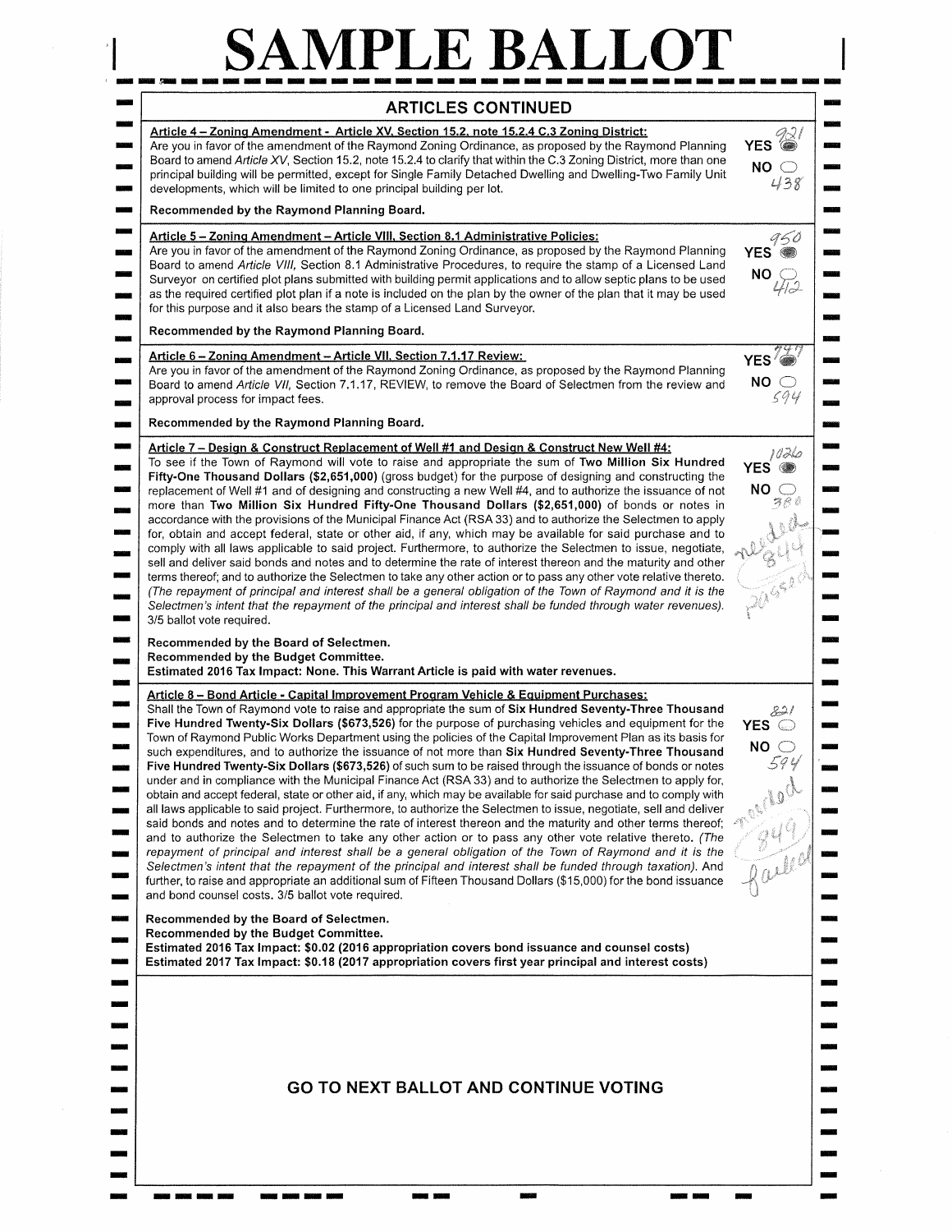# SAMPLE BALLOT

## ARTICLES CONTINUED

**Article 4 – Zoning Amendment - Article XV, Section 15.2, note 15.2.4 C.3 Zoning District:**
Are you in favor of the amendment of the Raymond Zoning Ordinance, as proposed by the Raymond Planning Board to amend *Article XV*, Section 15.2, note 15.2.4 to clarify that within the C.3 Zoning District, more than one principal building will be permitted, except for Single Family Detached Dwelling and Dwelling-Two Family Unit developments, which will be limited to one principal building per lot.

YES 921
NO 438

**Recommended by the Raymond Planning Board.**

**Article 5 – Zoning Amendment – Article VIII, Section 8.1 Administrative Policies:**
Are you in favor of the amendment of the Raymond Zoning Ordinance, as proposed by the Raymond Planning Board to amend *Article VIII*, Section 8.1 Administrative Procedures, to require the stamp of a Licensed Land Surveyor on certified plot plans submitted with building permit applications and to allow septic plans to be used as the required certified plot plan if a note is included on the plan by the owner of the plan that it may be used for this purpose and it also bears the stamp of a Licensed Land Surveyor.

YES 950
NO 412

**Recommended by the Raymond Planning Board.**

**Article 6 – Zoning Amendment – Article VII, Section 7.1.17 Review:**
Are you in favor of the amendment of the Raymond Zoning Ordinance, as proposed by the Raymond Planning Board to amend *Article VII*, Section 7.1.17, REVIEW, to remove the Board of Selectmen from the review and approval process for impact fees.

YES 747
NO 594

**Recommended by the Raymond Planning Board.**

**Article 7 – Design & Construct Replacement of Well #1 and Design & Construct New Well #4:**
To see if the Town of Raymond will vote to raise and appropriate the sum of **Two Million Six Hundred Fifty-One Thousand Dollars ($2,651,000)** (gross budget) for the purpose of designing and constructing the replacement of Well #1 and of designing and constructing a new Well #4, and to authorize the issuance of not more than **Two Million Six Hundred Fifty-One Thousand Dollars ($2,651,000)** of bonds or notes in accordance with the provisions of the Municipal Finance Act (RSA 33) and to authorize the Selectmen to apply for, obtain and accept federal, state or other aid, if any, which may be available for said purchase and to comply with all laws applicable to said project. Furthermore, to authorize the Selectmen to issue, negotiate, sell and deliver said bonds and notes and to determine the rate of interest thereon and the maturity and other terms thereof; and to authorize the Selectmen to take any other action or to pass any other vote relative thereto. *(The repayment of principal and interest shall be a general obligation of the Town of Raymond and it is the Selectmen's intent that the repayment of the principal and interest shall be funded through water revenues).* 3/5 ballot vote required.

YES 1026
NO 380
needed 844
passed

**Recommended by the Board of Selectmen.**
**Recommended by the Budget Committee.**
**Estimated 2016 Tax Impact: None. This Warrant Article is paid with water revenues.**

**Article 8 – Bond Article - Capital Improvement Program Vehicle & Equipment Purchases:**
Shall the Town of Raymond vote to raise and appropriate the sum of **Six Hundred Seventy-Three Thousand Five Hundred Twenty-Six Dollars ($673,526)** for the purpose of purchasing vehicles and equipment for the Town of Raymond Public Works Department using the policies of the Capital Improvement Plan as its basis for such expenditures, and to authorize the issuance of not more than **Six Hundred Seventy-Three Thousand Five Hundred Twenty-Six Dollars ($673,526)** of such sum to be raised through the issuance of bonds or notes under and in compliance with the Municipal Finance Act (RSA 33) and to authorize the Selectmen to apply for, obtain and accept federal, state or other aid, if any, which may be available for said purchase and to comply with all laws applicable to said project. Furthermore, to authorize the Selectmen to issue, negotiate, sell and deliver said bonds and notes and to determine the rate of interest thereon and the maturity and other terms thereof; and to authorize the Selectmen to take any other action or to pass any other vote relative thereto. *(The repayment of principal and interest shall be a general obligation of the Town of Raymond and it is the Selectmen's intent that the repayment of the principal and interest shall be funded through taxation).* And further, to raise and appropriate an additional sum of Fifteen Thousand Dollars ($15,000) for the bond issuance and bond counsel costs. 3/5 ballot vote required.

YES 821
NO 594
needed 849
failed

**Recommended by the Board of Selectmen.**
**Recommended by the Budget Committee.**
**Estimated 2016 Tax Impact: $0.02 (2016 appropriation covers bond issuance and counsel costs)**
**Estimated 2017 Tax Impact: $0.18 (2017 appropriation covers first year principal and interest costs)**

**GO TO NEXT BALLOT AND CONTINUE VOTING**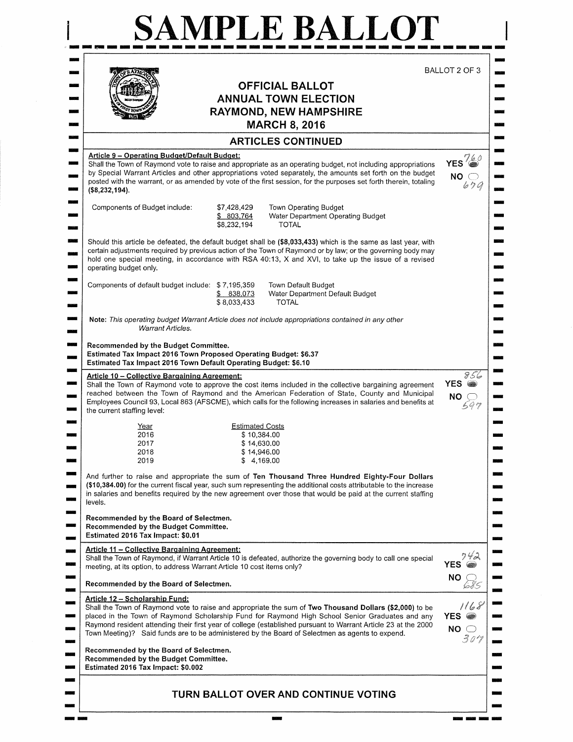# SAMPLE BALLOT

BALLOT 2 OF 3

## OFFICIAL BALLOT
## ANNUAL TOWN ELECTION
## RAYMOND, NEW HAMPSHIRE
## MARCH 8, 2016

### ARTICLES CONTINUED

**Article 9 – Operating Budget/Default Budget:**
Shall the Town of Raymond vote to raise and appropriate as an operating budget, not including appropriations by Special Warrant Articles and other appropriations voted separately, the amounts set forth on the budget posted with the warrant, or as amended by vote of the first session, for the purposes set forth therein, totaling ($8,232,194).

YES 760
NO 679

| Components of Budget include: | $7,428,429 | Town Operating Budget |
|---|---|---|
| | $ 803,764 | Water Department Operating Budget |
| | $8,232,194 | TOTAL |

Should this article be defeated, the default budget shall be ($8,033,433) which is the same as last year, with certain adjustments required by previous action of the Town of Raymond or by law; or the governing body may hold one special meeting, in accordance with RSA 40:13, X and XVI, to take up the issue of a revised operating budget only.

| Components of default budget include: | $ 7,195,359 | Town Default Budget |
|---|---|---|
| | $ 838,073 | Water Department Default Budget |
| | $ 8,033,433 | TOTAL |

**Note:** *This operating budget Warrant Article does not include appropriations contained in any other Warrant Articles.*

**Recommended by the Budget Committee.**
**Estimated Tax Impact 2016 Town Proposed Operating Budget: $6.37**
**Estimated Tax Impact 2016 Town Default Operating Budget: $6.10**

**Article 10 – Collective Bargaining Agreement:**
Shall the Town of Raymond vote to approve the cost items included in the collective bargaining agreement reached between the Town of Raymond and the American Federation of State, County and Municipal Employees Council 93, Local 863 (AFSCME), which calls for the following increases in salaries and benefits at the current staffing level:

YES 856
NO 597

| Year | Estimated Costs |
|---|---|
| 2016 | $ 10,384.00 |
| 2017 | $ 14,630.00 |
| 2018 | $ 14,946.00 |
| 2019 | $ 4,169.00 |

And further to raise and appropriate the sum of **Ten Thousand Three Hundred Eighty-Four Dollars ($10,384.00)** for the current fiscal year, such sum representing the additional costs attributable to the increase in salaries and benefits required by the new agreement over those that would be paid at the current staffing levels.

**Recommended by the Board of Selectmen.**
**Recommended by the Budget Committee.**
**Estimated 2016 Tax Impact: $0.01**

**Article 11 – Collective Bargaining Agreement:**
Shall the Town of Raymond, if Warrant Article 10 is defeated, authorize the governing body to call one special meeting, at its option, to address Warrant Article 10 cost items only?

YES 742
NO 685

**Recommended by the Board of Selectmen.**

**Article 12 – Scholarship Fund:**
Shall the Town of Raymond vote to raise and appropriate the sum of **Two Thousand Dollars ($2,000)** to be placed in the Town of Raymond Scholarship Fund for Raymond High School Senior Graduates and any Raymond resident attending their first year of college (established pursuant to Warrant Article 23 at the 2000 Town Meeting)? Said funds are to be administered by the Board of Selectmen as agents to expend.

YES 1168
NO 307

**Recommended by the Board of Selectmen.**
**Recommended by the Budget Committee.**
**Estimated 2016 Tax Impact: $0.002**

### TURN BALLOT OVER AND CONTINUE VOTING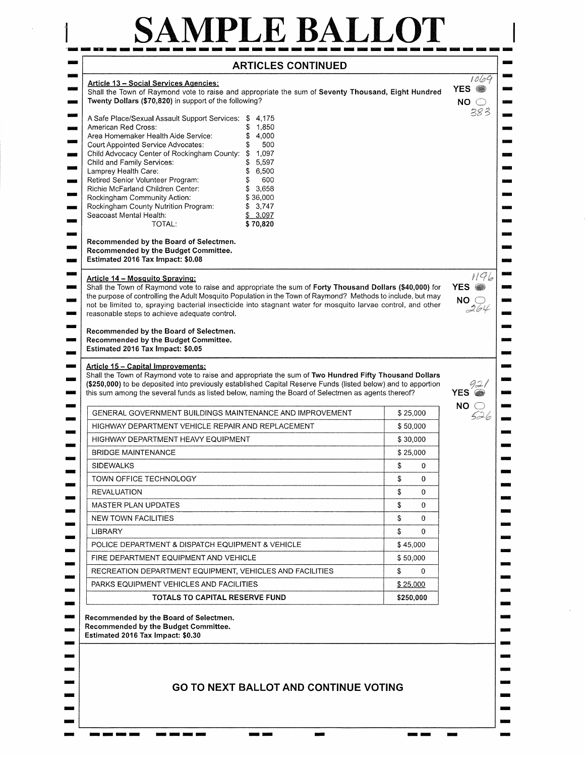# SAMPLE BALLOT

## ARTICLES CONTINUED

**Article 13 – Social Services Agencies:**
Shall the Town of Raymond vote to raise and appropriate the sum of **Seventy Thousand, Eight Hundred Twenty Dollars ($70,820)** in support of the following?

YES ● 1069
NO ○ 383

| | |
|---|---|
| A Safe Place/Sexual Assault Support Services: | $ 4,175 |
| American Red Cross: | $ 1,850 |
| Area Homemaker Health Aide Service: | $ 4,000 |
| Court Appointed Service Advocates: | $ 500 |
| Child Advocacy Center of Rockingham County: | $ 1,097 |
| Child and Family Services: | $ 5,597 |
| Lamprey Health Care: | $ 6,500 |
| Retired Senior Volunteer Program: | $ 600 |
| Richie McFarland Children Center: | $ 3,658 |
| Rockingham Community Action: | $ 36,000 |
| Rockingham County Nutrition Program: | $ 3,747 |
| Seacoast Mental Health: | $ 3,097 |
| TOTAL: | **$ 70,820** |

**Recommended by the Board of Selectmen.**
**Recommended by the Budget Committee.**
**Estimated 2016 Tax Impact: $0.08**

**Article 14 – Mosquito Spraying:**
Shall the Town of Raymond vote to raise and appropriate the sum of **Forty Thousand Dollars ($40,000)** for the purpose of controlling the Adult Mosquito Population in the Town of Raymond? Methods to include, but may not be limited to, spraying bacterial insecticide into stagnant water for mosquito larvae control, and other reasonable steps to achieve adequate control.

YES ● 1196
NO ○ 264

**Recommended by the Board of Selectmen.**
**Recommended by the Budget Committee.**
**Estimated 2016 Tax Impact: $0.05**

**Article 15 – Capital Improvements:**
Shall the Town of Raymond vote to raise and appropriate the sum of **Two Hundred Fifty Thousand Dollars ($250,000)** to be deposited into previously established Capital Reserve Funds (listed below) and to apportion this sum among the several funds as listed below, naming the Board of Selectmen as agents thereof?

YES ● 921
NO ○ 526

| Fund | Amount |
|---|---|
| GENERAL GOVERNMENT BUILDINGS MAINTENANCE AND IMPROVEMENT | $ 25,000 |
| HIGHWAY DEPARTMENT VEHICLE REPAIR AND REPLACEMENT | $ 50,000 |
| HIGHWAY DEPARTMENT HEAVY EQUIPMENT | $ 30,000 |
| BRIDGE MAINTENANCE | $ 25,000 |
| SIDEWALKS | $ 0 |
| TOWN OFFICE TECHNOLOGY | $ 0 |
| REVALUATION | $ 0 |
| MASTER PLAN UPDATES | $ 0 |
| NEW TOWN FACILITIES | $ 0 |
| LIBRARY | $ 0 |
| POLICE DEPARTMENT & DISPATCH EQUIPMENT & VEHICLE | $ 45,000 |
| FIRE DEPARTMENT EQUIPMENT AND VEHICLE | $ 50,000 |
| RECREATION DEPARTMENT EQUIPMENT, VEHICLES AND FACILITIES | $ 0 |
| PARKS EQUIPMENT VEHICLES AND FACILITIES | $ 25,000 |
| **TOTALS TO CAPITAL RESERVE FUND** | **$250,000** |

**Recommended by the Board of Selectmen.**
**Recommended by the Budget Committee.**
**Estimated 2016 Tax Impact: $0.30**

**GO TO NEXT BALLOT AND CONTINUE VOTING**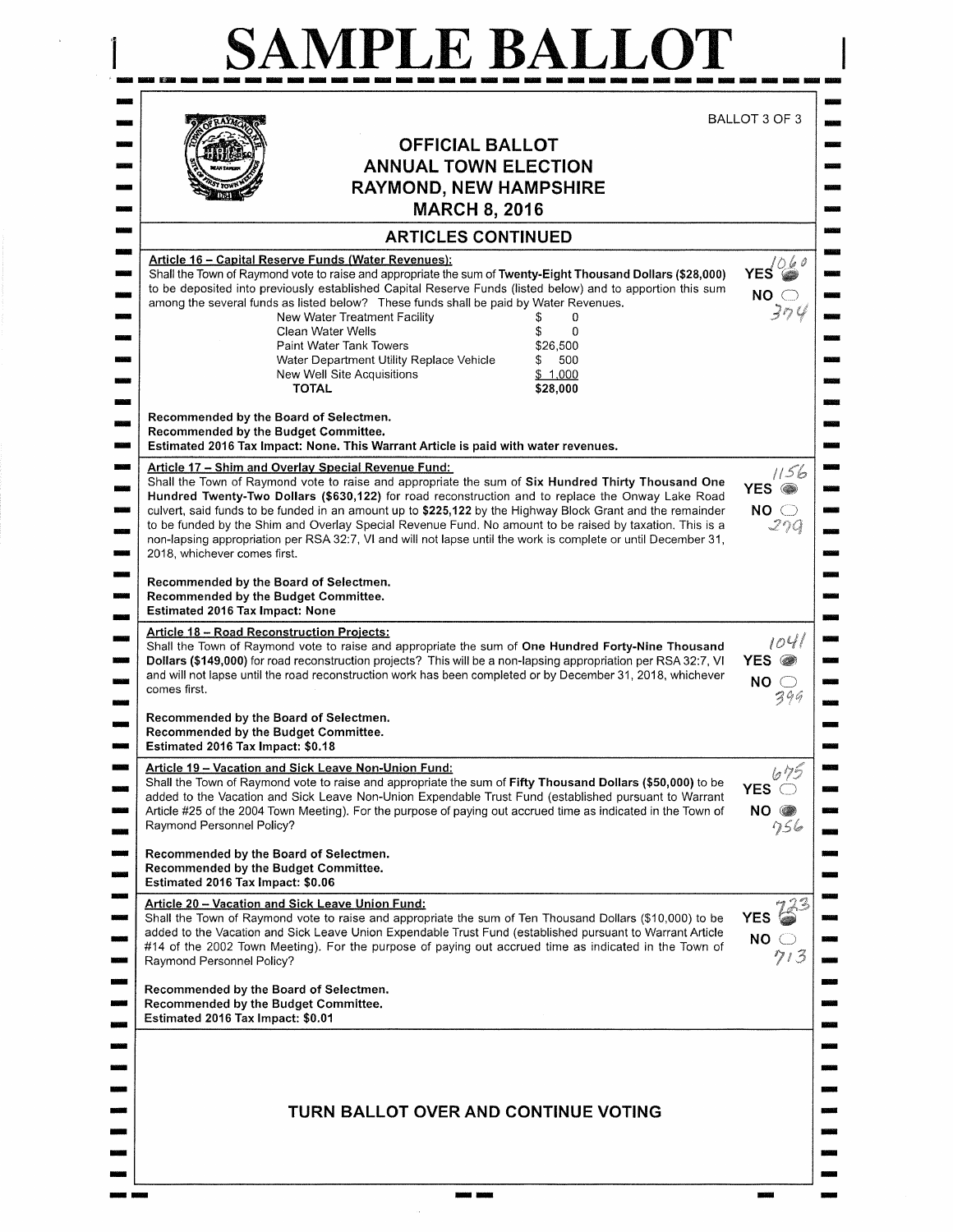# SAMPLE BALLOT

BALLOT 3 OF 3

## OFFICIAL BALLOT
## ANNUAL TOWN ELECTION
## RAYMOND, NEW HAMPSHIRE
## MARCH 8, 2016

## ARTICLES CONTINUED

**Article 16 – Capital Reserve Funds (Water Revenues):**
Shall the Town of Raymond vote to raise and appropriate the sum of **Twenty-Eight Thousand Dollars ($28,000)** to be deposited into previously established Capital Reserve Funds (listed below) and to apportion this sum among the several funds as listed below? These funds shall be paid by Water Revenues.

| Fund | Amount |
|---|---|
| New Water Treatment Facility | $ 0 |
| Clean Water Wells | $ 0 |
| Paint Water Tank Towers | $26,500 |
| Water Department Utility Replace Vehicle | $ 500 |
| New Well Site Acquisitions | $ 1,000 |
| **TOTAL** | **$28,000** |

**Recommended by the Board of Selectmen.**
**Recommended by the Budget Committee.**
**Estimated 2016 Tax Impact: None. This Warrant Article is paid with water revenues.**

YES 1060
NO 374

**Article 17 – Shim and Overlay Special Revenue Fund:**
Shall the Town of Raymond vote to raise and appropriate the sum of **Six Hundred Thirty Thousand One Hundred Twenty-Two Dollars ($630,122)** for road reconstruction and to replace the Onway Lake Road culvert, said funds to be funded in an amount up to **$225,122** by the Highway Block Grant and the remainder to be funded by the Shim and Overlay Special Revenue Fund. No amount to be raised by taxation. This is a non-lapsing appropriation per RSA 32:7, VI and will not lapse until the work is complete or until December 31, 2018, whichever comes first.

**Recommended by the Board of Selectmen.**
**Recommended by the Budget Committee.**
**Estimated 2016 Tax Impact: None**

YES 1156
NO 279

**Article 18 – Road Reconstruction Projects:**
Shall the Town of Raymond vote to raise and appropriate the sum of **One Hundred Forty-Nine Thousand Dollars ($149,000)** for road reconstruction projects? This will be a non-lapsing appropriation per RSA 32:7, VI and will not lapse until the road reconstruction work has been completed or by December 31, 2018, whichever comes first.

**Recommended by the Board of Selectmen.**
**Recommended by the Budget Committee.**
**Estimated 2016 Tax Impact: $0.18**

YES 1041
NO 399

**Article 19 – Vacation and Sick Leave Non-Union Fund:**
Shall the Town of Raymond vote to raise and appropriate the sum of **Fifty Thousand Dollars ($50,000)** to be added to the Vacation and Sick Leave Non-Union Expendable Trust Fund (established pursuant to Warrant Article #25 of the 2004 Town Meeting). For the purpose of paying out accrued time as indicated in the Town of Raymond Personnel Policy?

**Recommended by the Board of Selectmen.**
**Recommended by the Budget Committee.**
**Estimated 2016 Tax Impact: $0.06**

YES 675
NO 756

**Article 20 – Vacation and Sick Leave Union Fund:**
Shall the Town of Raymond vote to raise and appropriate the sum of Ten Thousand Dollars ($10,000) to be added to the Vacation and Sick Leave Union Expendable Trust Fund (established pursuant to Warrant Article #14 of the 2002 Town Meeting). For the purpose of paying out accrued time as indicated in the Town of Raymond Personnel Policy?

**Recommended by the Board of Selectmen.**
**Recommended by the Budget Committee.**
**Estimated 2016 Tax Impact: $0.01**

YES 723
NO 713

**TURN BALLOT OVER AND CONTINUE VOTING**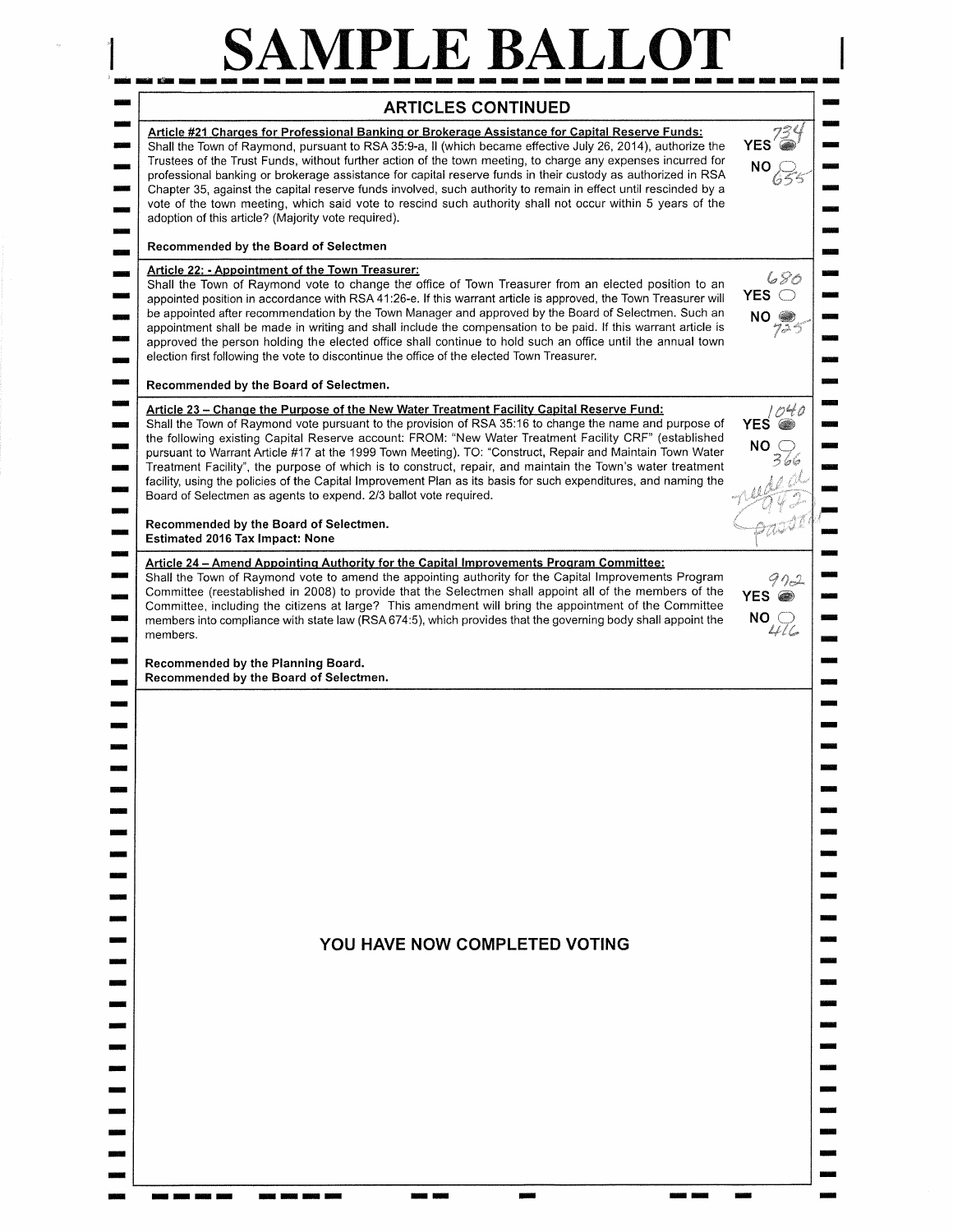# SAMPLE BALLOT

## ARTICLES CONTINUED

**Article #21 Charges for Professional Banking or Brokerage Assistance for Capital Reserve Funds:**
Shall the Town of Raymond, pursuant to RSA 35:9-a, II (which became effective July 26, 2014), authorize the Trustees of the Trust Funds, without further action of the town meeting, to charge any expenses incurred for professional banking or brokerage assistance for capital reserve funds in their custody as authorized in RSA Chapter 35, against the capital reserve funds involved, such authority to remain in effect until rescinded by a vote of the town meeting, which said vote to rescind such authority shall not occur within 5 years of the adoption of this article? (Majority vote required).

**Recommended by the Board of Selectmen**

YES 734
NO 655

**Article 22: - Appointment of the Town Treasurer:**
Shall the Town of Raymond vote to change the office of Town Treasurer from an elected position to an appointed position in accordance with RSA 41:26-e. If this warrant article is approved, the Town Treasurer will be appointed after recommendation by the Town Manager and approved by the Board of Selectmen. Such an appointment shall be made in writing and shall include the compensation to be paid. If this warrant article is approved the person holding the elected office shall continue to hold such an office until the annual town election first following the vote to discontinue the office of the elected Town Treasurer.

**Recommended by the Board of Selectmen.**

YES 680
NO 725

**Article 23 – Change the Purpose of the New Water Treatment Facility Capital Reserve Fund:**
Shall the Town of Raymond vote pursuant to the provision of RSA 35:16 to change the name and purpose of the following existing Capital Reserve account: FROM: "New Water Treatment Facility CRF" (established pursuant to Warrant Article #17 at the 1999 Town Meeting). TO: "Construct, Repair and Maintain Town Water Treatment Facility", the purpose of which is to construct, repair, and maintain the Town's water treatment facility, using the policies of the Capital Improvement Plan as its basis for such expenditures, and naming the Board of Selectmen as agents to expend. 2/3 ballot vote required.

**Recommended by the Board of Selectmen.**
**Estimated 2016 Tax Impact: None**

YES 1040
NO 366
needed 942
Passed

**Article 24 – Amend Appointing Authority for the Capital Improvements Program Committee:**
Shall the Town of Raymond vote to amend the appointing authority for the Capital Improvements Program Committee (reestablished in 2008) to provide that the Selectmen shall appoint all of the members of the Committee, including the citizens at large? This amendment will bring the appointment of the Committee members into compliance with state law (RSA 674:5), which provides that the governing body shall appoint the members.

**Recommended by the Planning Board.**
**Recommended by the Board of Selectmen.**

YES 972
NO 416

**YOU HAVE NOW COMPLETED VOTING**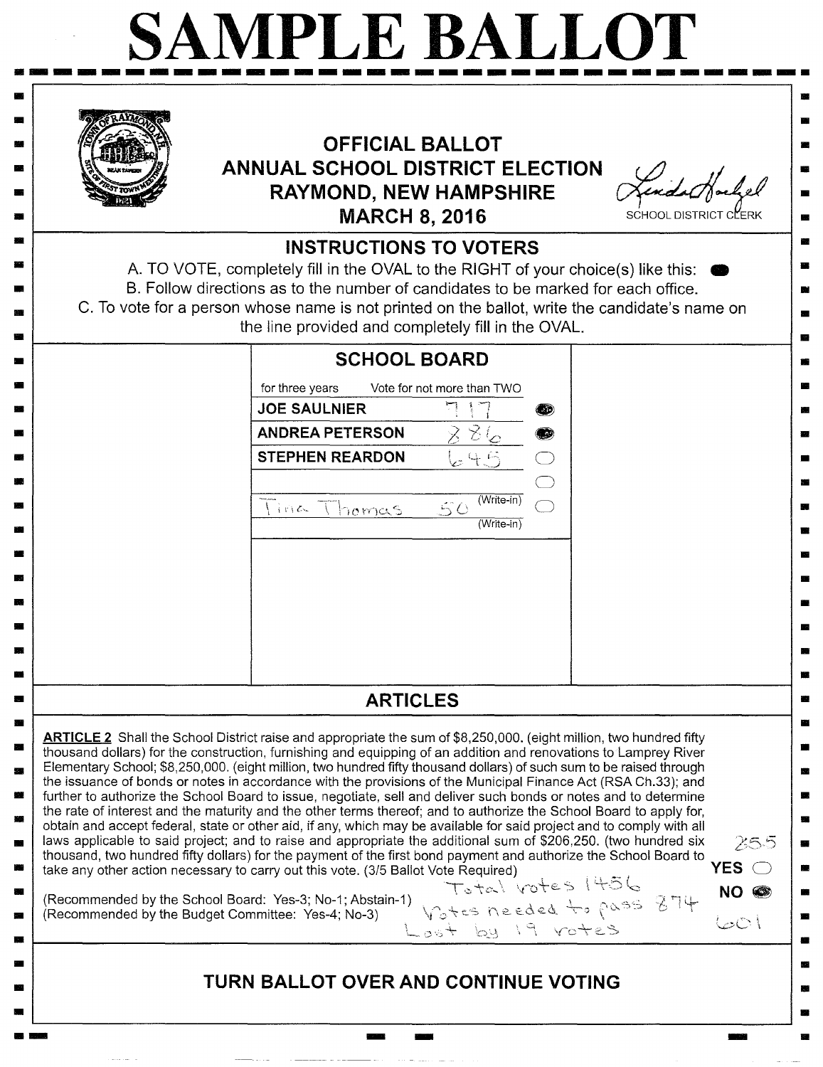# SAMPLE BALLOT

## OFFICIAL BALLOT
## ANNUAL SCHOOL DISTRICT ELECTION
## RAYMOND, NEW HAMPSHIRE
## MARCH 8, 2016

SCHOOL DISTRICT CLERK

### INSTRUCTIONS TO VOTERS

A. TO VOTE, completely fill in the OVAL to the RIGHT of your choice(s) like this: ⬬

B. Follow directions as to the number of candidates to be marked for each office.

C. To vote for a person whose name is not printed on the ballot, write the candidate's name on the line provided and completely fill in the OVAL.

### SCHOOL BOARD

for three years Vote for not more than TWO

| Candidate | Votes | |
|---|---|---|
| JOE SAULNIER | 717 | ● |
| ANDREA PETERSON | 886 | ● |
| STEPHEN REARDON | 645 | ○ |
| | | ○ |
| Tina Thomas (Write-in) | 50 | ○ |
| (Write-in) | | |

### ARTICLES

**ARTICLE 2** Shall the School District raise and appropriate the sum of $8,250,000. (eight million, two hundred fifty thousand dollars) for the construction, furnishing and equipping of an addition and renovations to Lamprey River Elementary School; $8,250,000. (eight million, two hundred fifty thousand dollars) of such sum to be raised through the issuance of bonds or notes in accordance with the provisions of the Municipal Finance Act (RSA Ch.33); and further to authorize the School Board to issue, negotiate, sell and deliver such bonds or notes and to determine the rate of interest and the maturity and the other terms thereof; and to authorize the School Board to apply for, obtain and accept federal, state or other aid, if any, which may be available for said project and to comply with all laws applicable to said project; and to raise and appropriate the additional sum of $206,250. (two hundred six thousand, two hundred fifty dollars) for the payment of the first bond payment and authorize the School Board to take any other action necessary to carry out this vote. (3/5 Ballot Vote Required)

YES ○ 255

NO ● 601

(Recommended by the School Board: Yes-3; No-1; Abstain-1)
(Recommended by the Budget Committee: Yes-4; No-3)

Total votes 1456
Votes needed to pass 874
Lost by 19 votes

### TURN BALLOT OVER AND CONTINUE VOTING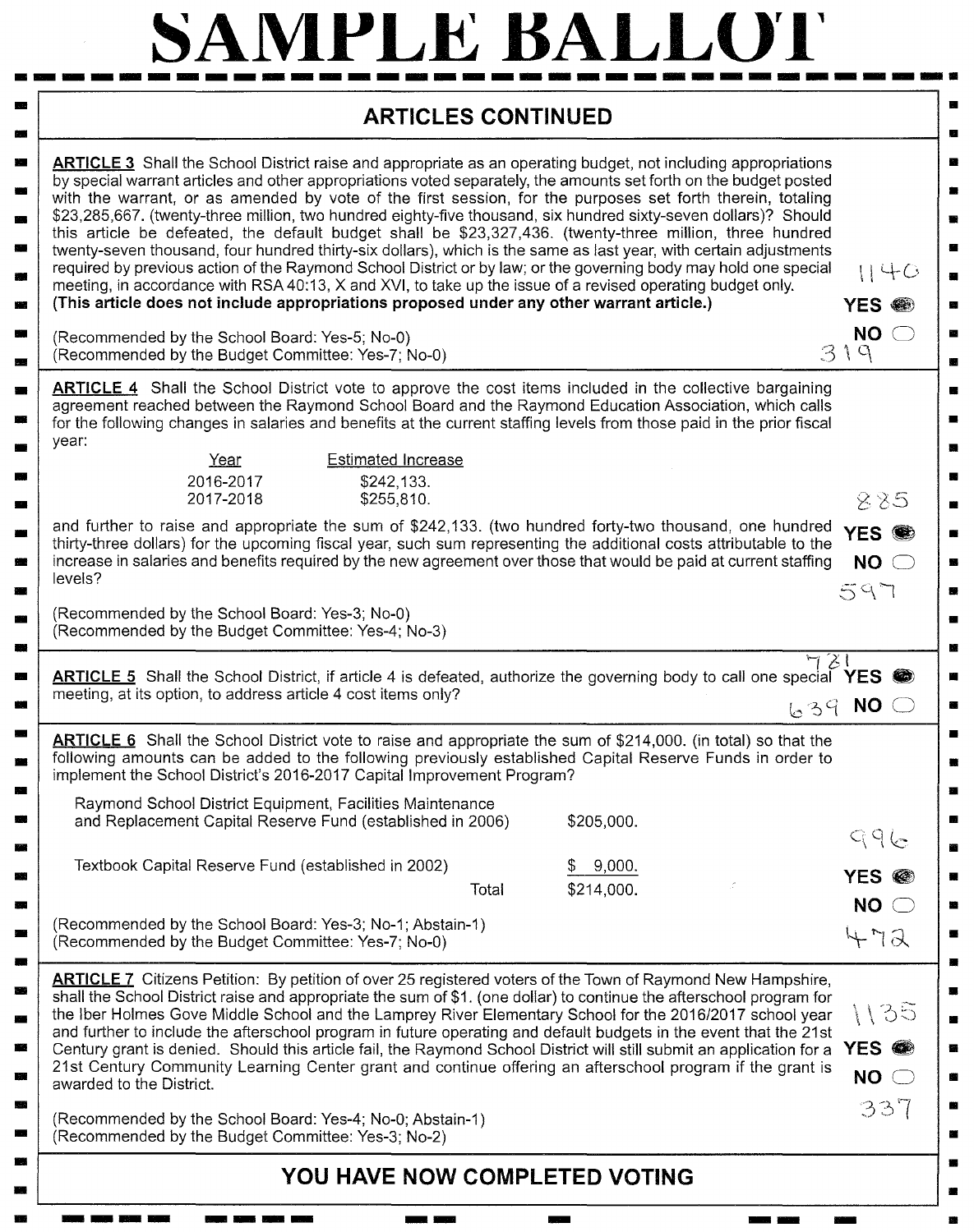# SAMPLE BALLOT

## ARTICLES CONTINUED

**ARTICLE 3** Shall the School District raise and appropriate as an operating budget, not including appropriations by special warrant articles and other appropriations voted separately, the amounts set forth on the budget posted with the warrant, or as amended by vote of the first session, for the purposes set forth therein, totaling $23,285,667. (twenty-three million, two hundred eighty-five thousand, six hundred sixty-seven dollars)? Should this article be defeated, the default budget shall be $23,327,436. (twenty-three million, three hundred twenty-seven thousand, four hundred thirty-six dollars), which is the same as last year, with certain adjustments required by previous action of the Raymond School District or by law; or the governing body may hold one special meeting, in accordance with RSA 40:13, X and XVI, to take up the issue of a revised operating budget only. **(This article does not include appropriations proposed under any other warrant article.)**

(Recommended by the School Board: Yes-5; No-0)
(Recommended by the Budget Committee: Yes-7; No-0)

YES ● 1140
NO ○ 319

**ARTICLE 4** Shall the School District vote to approve the cost items included in the collective bargaining agreement reached between the Raymond School Board and the Raymond Education Association, which calls for the following changes in salaries and benefits at the current staffing levels from those paid in the prior fiscal year:

| Year | Estimated Increase |
|---|---|
| 2016-2017 | $242,133. |
| 2017-2018 | $255,810. |

and further to raise and appropriate the sum of $242,133. (two hundred forty-two thousand, one hundred thirty-three dollars) for the upcoming fiscal year, such sum representing the additional costs attributable to the increase in salaries and benefits required by the new agreement over those that would be paid at current staffing levels?

(Recommended by the School Board: Yes-3; No-0)
(Recommended by the Budget Committee: Yes-4; No-3)

YES ● 885
NO ○ 597

**ARTICLE 5** Shall the School District, if article 4 is defeated, authorize the governing body to call one special meeting, at its option, to address article 4 cost items only?

YES ● 781
NO ○ 639

**ARTICLE 6** Shall the School District vote to raise and appropriate the sum of $214,000. (in total) so that the following amounts can be added to the following previously established Capital Reserve Funds in order to implement the School District's 2016-2017 Capital Improvement Program?

| | |
|---|---|
| Raymond School District Equipment, Facilities Maintenance and Replacement Capital Reserve Fund (established in 2006) | $205,000. |
| Textbook Capital Reserve Fund (established in 2002) | $ 9,000. |
| Total | $214,000. |

(Recommended by the School Board: Yes-3; No-1; Abstain-1)
(Recommended by the Budget Committee: Yes-7; No-0)

YES ● 996
NO ○ 472

**ARTICLE 7** Citizens Petition: By petition of over 25 registered voters of the Town of Raymond New Hampshire, shall the School District raise and appropriate the sum of $1. (one dollar) to continue the afterschool program for the Iber Holmes Gove Middle School and the Lamprey River Elementary School for the 2016/2017 school year and further to include the afterschool program in future operating and default budgets in the event that the 21st Century grant is denied. Should this article fail, the Raymond School District will still submit an application for a 21st Century Community Learning Center grant and continue offering an afterschool program if the grant is awarded to the District.

(Recommended by the School Board: Yes-4; No-0; Abstain-1)
(Recommended by the Budget Committee: Yes-3; No-2)

YES ● 1135
NO ○ 337

## YOU HAVE NOW COMPLETED VOTING